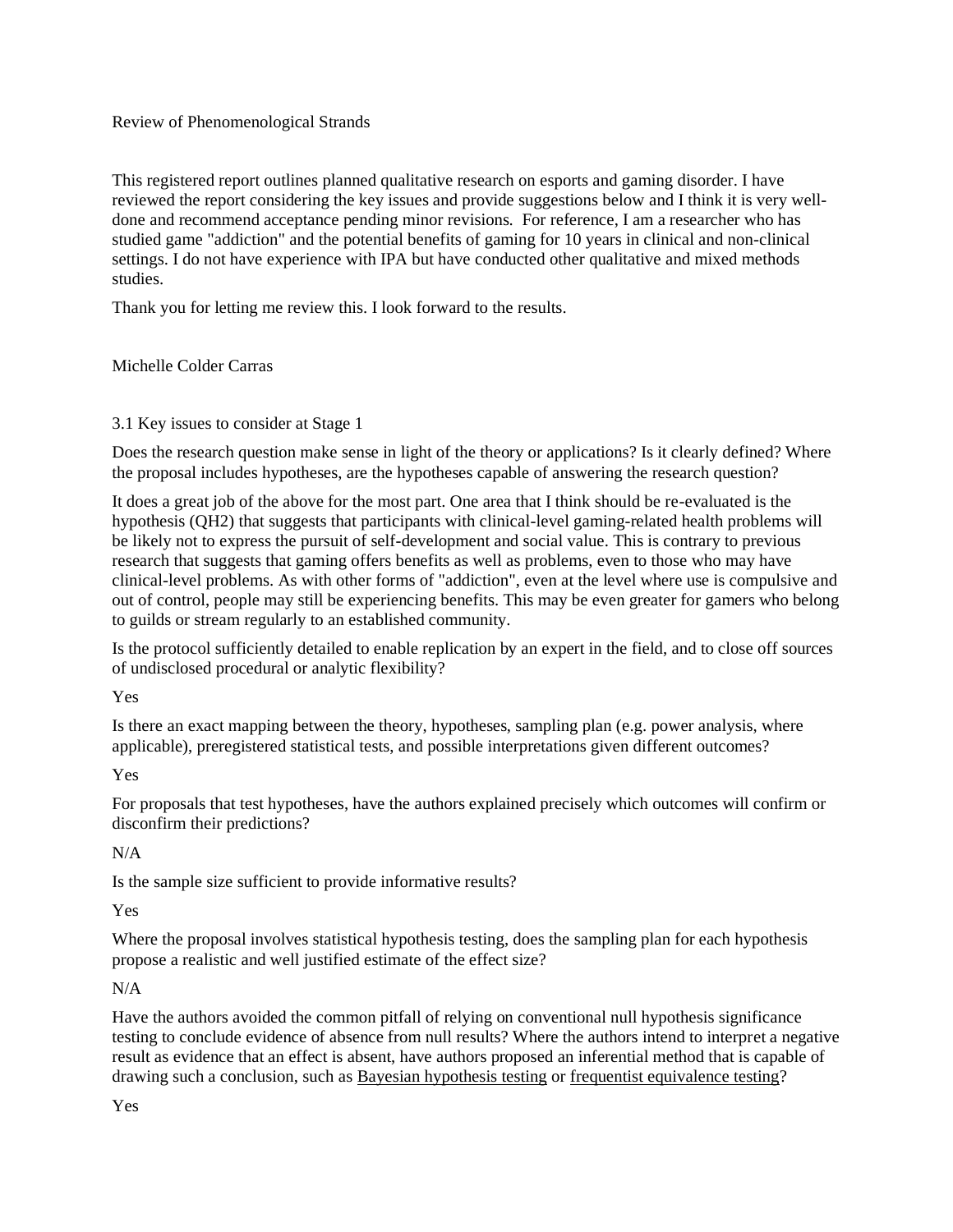Review of Phenomenological Strands

This registered report outlines planned qualitative research on esports and gaming disorder. I have reviewed the report considering the key issues and provide suggestions below and I think it is very well-done and recommend acceptance pending minor revisions. For reference, I am a researcher who has studied game "addiction" and the potential benefits of gaming for 10 years in clinical and non-clinical settings. I do not have experience with IPA but have conducted other qualitative and mixed methods studies.

Thank you for letting me review this. I look forward to the results.

Michelle Colder Carras

3.1 Key issues to consider at Stage 1

Does the research question make sense in light of the theory or applications? Is it clearly defined? Where the proposal includes hypotheses, are the hypotheses capable of answering the research question?

It does a great job of the above for the most part. One area that I think should be re-evaluated is the hypothesis (QH2) that suggests that participants with clinical-level gaming-related health problems will be likely not to express the pursuit of self-development and social value. This is contrary to previous research that suggests that gaming offers benefits as well as problems, even to those who may have clinical-level problems. As with other forms of "addiction", even at the level where use is compulsive and out of control, people may still be experiencing benefits. This may be even greater for gamers who belong to guilds or stream regularly to an established community.

Is the protocol sufficiently detailed to enable replication by an expert in the field, and to close off sources of undisclosed procedural or analytic flexibility?

Yes

Is there an exact mapping between the theory, hypotheses, sampling plan (e.g. power analysis, where applicable), preregistered statistical tests, and possible interpretations given different outcomes?

Yes

For proposals that test hypotheses, have the authors explained precisely which outcomes will confirm or disconfirm their predictions?

N/A

Is the sample size sufficient to provide informative results?

Yes

Where the proposal involves statistical hypothesis testing, does the sampling plan for each hypothesis propose a realistic and well justified estimate of the effect size?

N/A

Have the authors avoided the common pitfall of relying on conventional null hypothesis significance testing to conclude evidence of absence from null results? Where the authors intend to interpret a negative result as evidence that an effect is absent, have authors proposed an inferential method that is capable of drawing such a conclusion, such as Bayesian hypothesis testing or frequentist equivalence testing?

Yes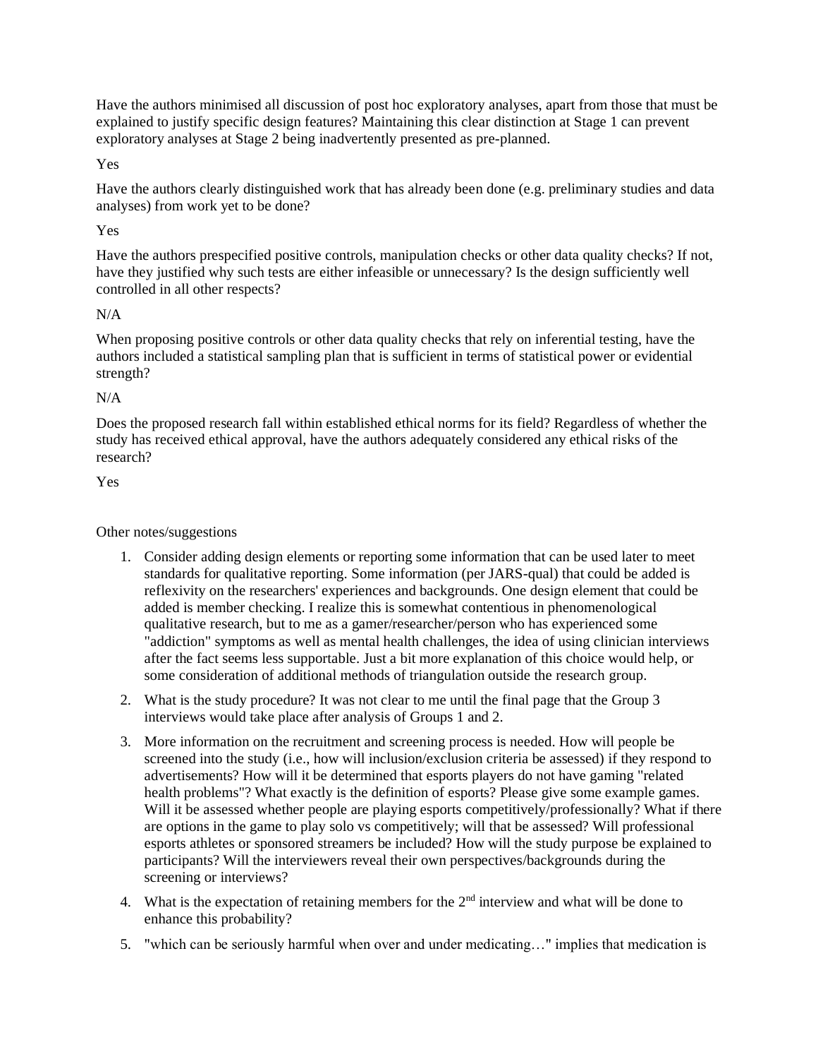Have the authors minimised all discussion of post hoc exploratory analyses, apart from those that must be explained to justify specific design features? Maintaining this clear distinction at Stage 1 can prevent exploratory analyses at Stage 2 being inadvertently presented as pre-planned.

Yes

Have the authors clearly distinguished work that has already been done (e.g. preliminary studies and data analyses) from work yet to be done?

Yes

Have the authors prespecified positive controls, manipulation checks or other data quality checks? If not, have they justified why such tests are either infeasible or unnecessary? Is the design sufficiently well controlled in all other respects?

N/A

When proposing positive controls or other data quality checks that rely on inferential testing, have the authors included a statistical sampling plan that is sufficient in terms of statistical power or evidential strength?

N/A

Does the proposed research fall within established ethical norms for its field? Regardless of whether the study has received ethical approval, have the authors adequately considered any ethical risks of the research?

Yes

Other notes/suggestions

1. Consider adding design elements or reporting some information that can be used later to meet standards for qualitative reporting. Some information (per JARS-qual) that could be added is reflexivity on the researchers' experiences and backgrounds. One design element that could be added is member checking. I realize this is somewhat contentious in phenomenological qualitative research, but to me as a gamer/researcher/person who has experienced some "addiction" symptoms as well as mental health challenges, the idea of using clinician interviews after the fact seems less supportable. Just a bit more explanation of this choice would help, or some consideration of additional methods of triangulation outside the research group.
2. What is the study procedure? It was not clear to me until the final page that the Group 3 interviews would take place after analysis of Groups 1 and 2.
3. More information on the recruitment and screening process is needed. How will people be screened into the study (i.e., how will inclusion/exclusion criteria be assessed) if they respond to advertisements? How will it be determined that esports players do not have gaming "related health problems"? What exactly is the definition of esports? Please give some example games. Will it be assessed whether people are playing esports competitively/professionally? What if there are options in the game to play solo vs competitively; will that be assessed? Will professional esports athletes or sponsored streamers be included? How will the study purpose be explained to participants? Will the interviewers reveal their own perspectives/backgrounds during the screening or interviews?
4. What is the expectation of retaining members for the 2nd interview and what will be done to enhance this probability?
5. "which can be seriously harmful when over and under medicating…" implies that medication is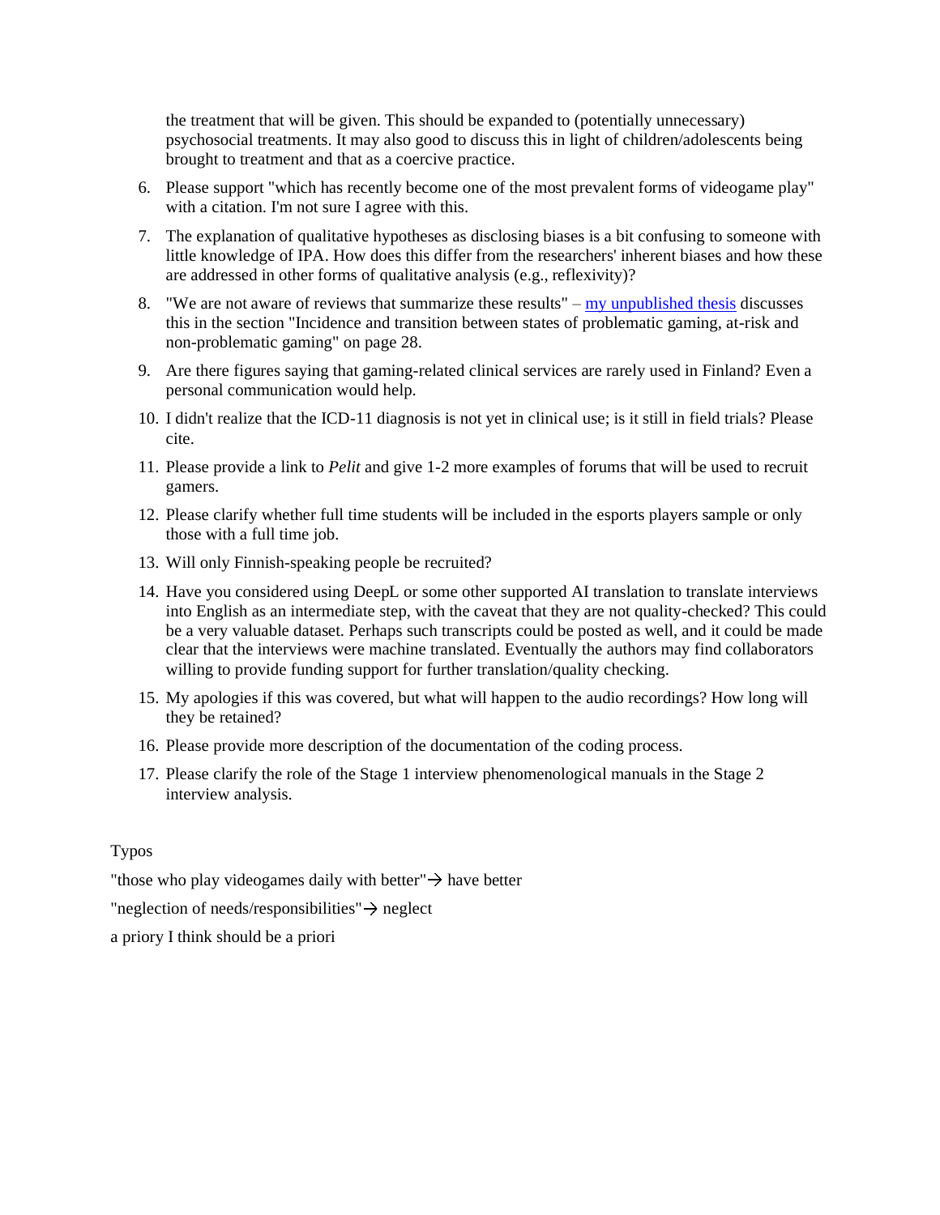the treatment that will be given. This should be expanded to (potentially unnecessary) psychosocial treatments. It may also good to discuss this in light of children/adolescents being brought to treatment and that as a coercive practice.

6. Please support "which has recently become one of the most prevalent forms of videogame play" with a citation. I'm not sure I agree with this.
7. The explanation of qualitative hypotheses as disclosing biases is a bit confusing to someone with little knowledge of IPA. How does this differ from the researchers' inherent biases and how these are addressed in other forms of qualitative analysis (e.g., reflexivity)?
8. "We are not aware of reviews that summarize these results" – my unpublished thesis discusses this in the section "Incidence and transition between states of problematic gaming, at-risk and non-problematic gaming" on page 28.
9. Are there figures saying that gaming-related clinical services are rarely used in Finland? Even a personal communication would help.
10. I didn't realize that the ICD-11 diagnosis is not yet in clinical use; is it still in field trials? Please cite.
11. Please provide a link to *Pelit* and give 1-2 more examples of forums that will be used to recruit gamers.
12. Please clarify whether full time students will be included in the esports players sample or only those with a full time job.
13. Will only Finnish-speaking people be recruited?
14. Have you considered using DeepL or some other supported AI translation to translate interviews into English as an intermediate step, with the caveat that they are not quality-checked? This could be a very valuable dataset. Perhaps such transcripts could be posted as well, and it could be made clear that the interviews were machine translated. Eventually the authors may find collaborators willing to provide funding support for further translation/quality checking.
15. My apologies if this was covered, but what will happen to the audio recordings? How long will they be retained?
16. Please provide more description of the documentation of the coding process.
17. Please clarify the role of the Stage 1 interview phenomenological manuals in the Stage 2 interview analysis.

Typos

"those who play videogames daily with better" → have better

"neglection of needs/responsibilities" → neglect

a priory I think should be a priori